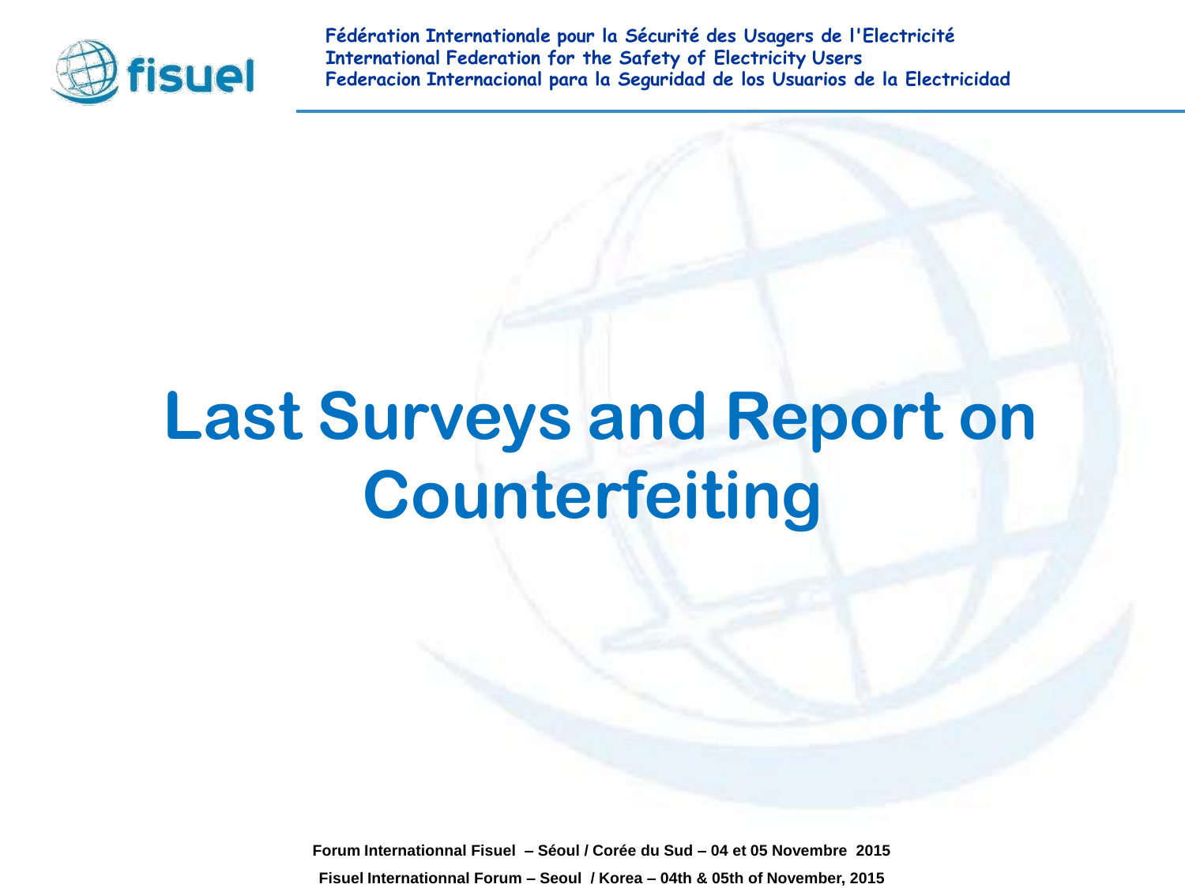Fédération Internationale pour la Sécurité des Usagers de l'Electricité
International Federation for the Safety of Electricity Users
Federacion Internacional para la Seguridad de los Usuarios de la Electricidad

# Last Surveys and Report on Counterfeiting

Forum Internationnal Fisuel – Séoul / Corée du Sud – 04 et 05 Novembre 2015

Fisuel Internationnal Forum – Seoul / Korea – 04th & 05th of November, 2015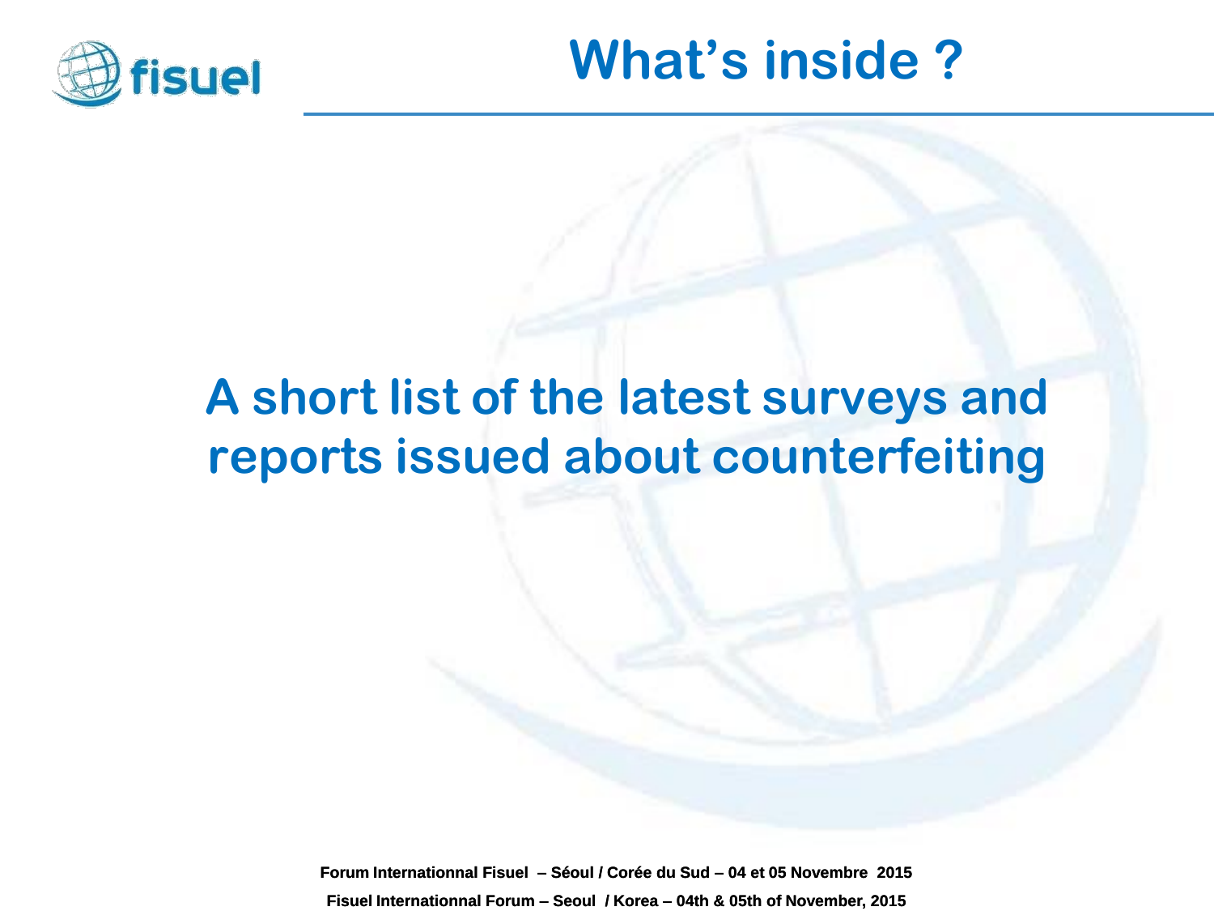# What's inside ?

## A short list of the latest surveys and reports issued about counterfeiting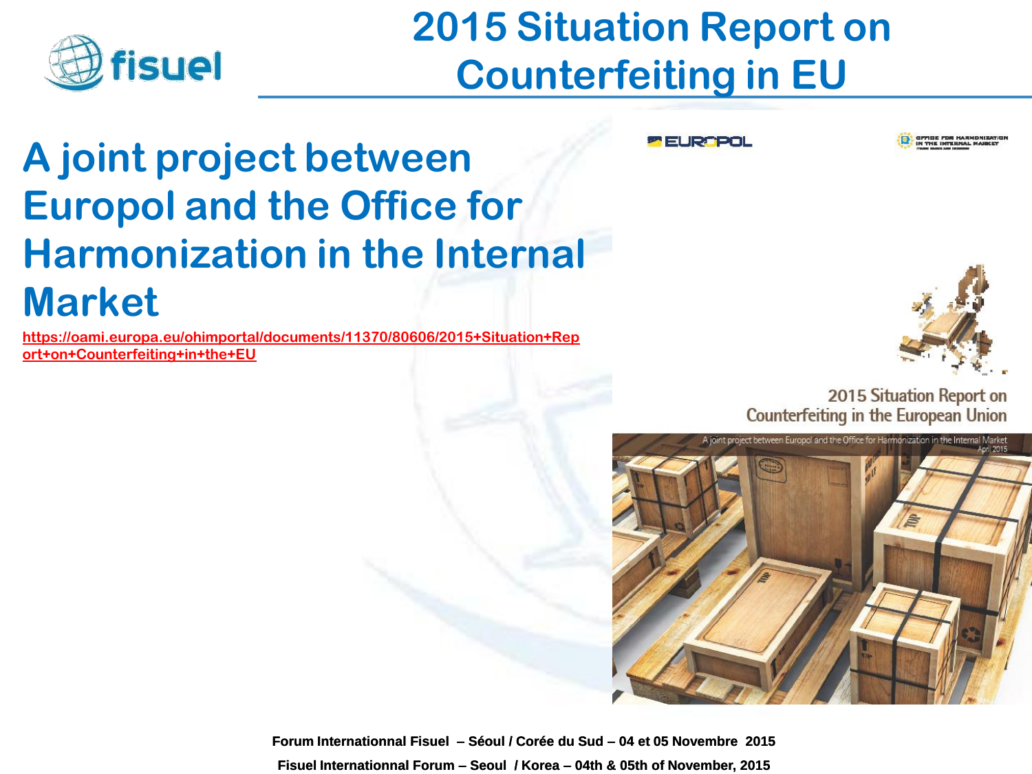# 2015 Situation Report on Counterfeiting in EU

## A joint project between Europol and the Office for Harmonization in the Internal Market

https://oami.europa.eu/ohimportal/documents/11370/80606/2015+Situation+Report+on+Counterfeiting+in+the+EU

EUROPOL

OFFICE FOR HARMONIZATION IN THE INTERNAL MARKET

2015 Situation Report on Counterfeiting in the European Union

A joint project between Europol and the Office for Harmonization in the Internal Market
April 2015

Forum Internationnal Fisuel – Séoul / Corée du Sud – 04 et 05 Novembre 2015

Fisuel Internationnal Forum – Seoul / Korea – 04th & 05th of November, 2015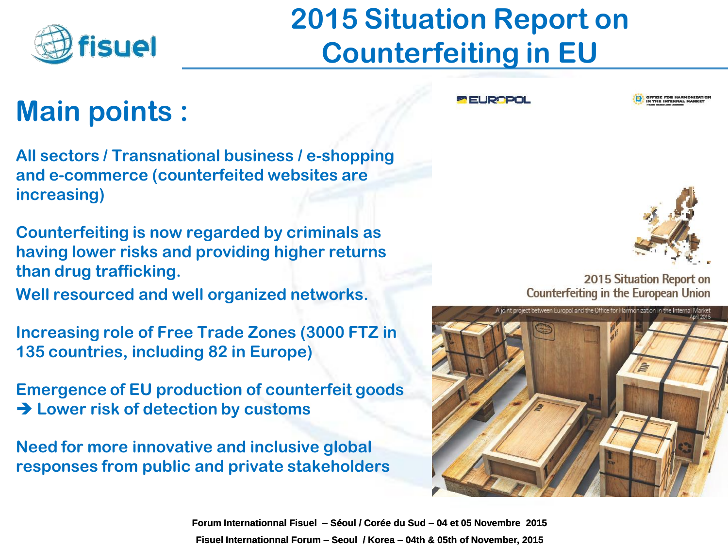# 2015 Situation Report on Counterfeiting in EU

## Main points :

**All sectors / Transnational business / e-shopping and e-commerce (counterfeited websites are increasing)**

**Counterfeiting is now regarded by criminals as having lower risks and providing higher returns than drug trafficking.**

**Well resourced and well organized networks.**

**Increasing role of Free Trade Zones (3000 FTZ in 135 countries, including 82 in Europe)**

**Emergence of EU production of counterfeit goods**
**➔ Lower risk of detection by customs**

**Need for more innovative and inclusive global responses from public and private stakeholders**

EUROPOL

OFFICE FOR HARMONIZATION IN THE INTERNAL MARKET

2015 Situation Report on Counterfeiting in the European Union

A joint project between Europol and the Office for Harmonization in the Internal Market
April 2015

**Forum Internationnal Fisuel – Séoul / Corée du Sud – 04 et 05 Novembre 2015**

**Fisuel Internationnal Forum – Seoul / Korea – 04th & 05th of November, 2015**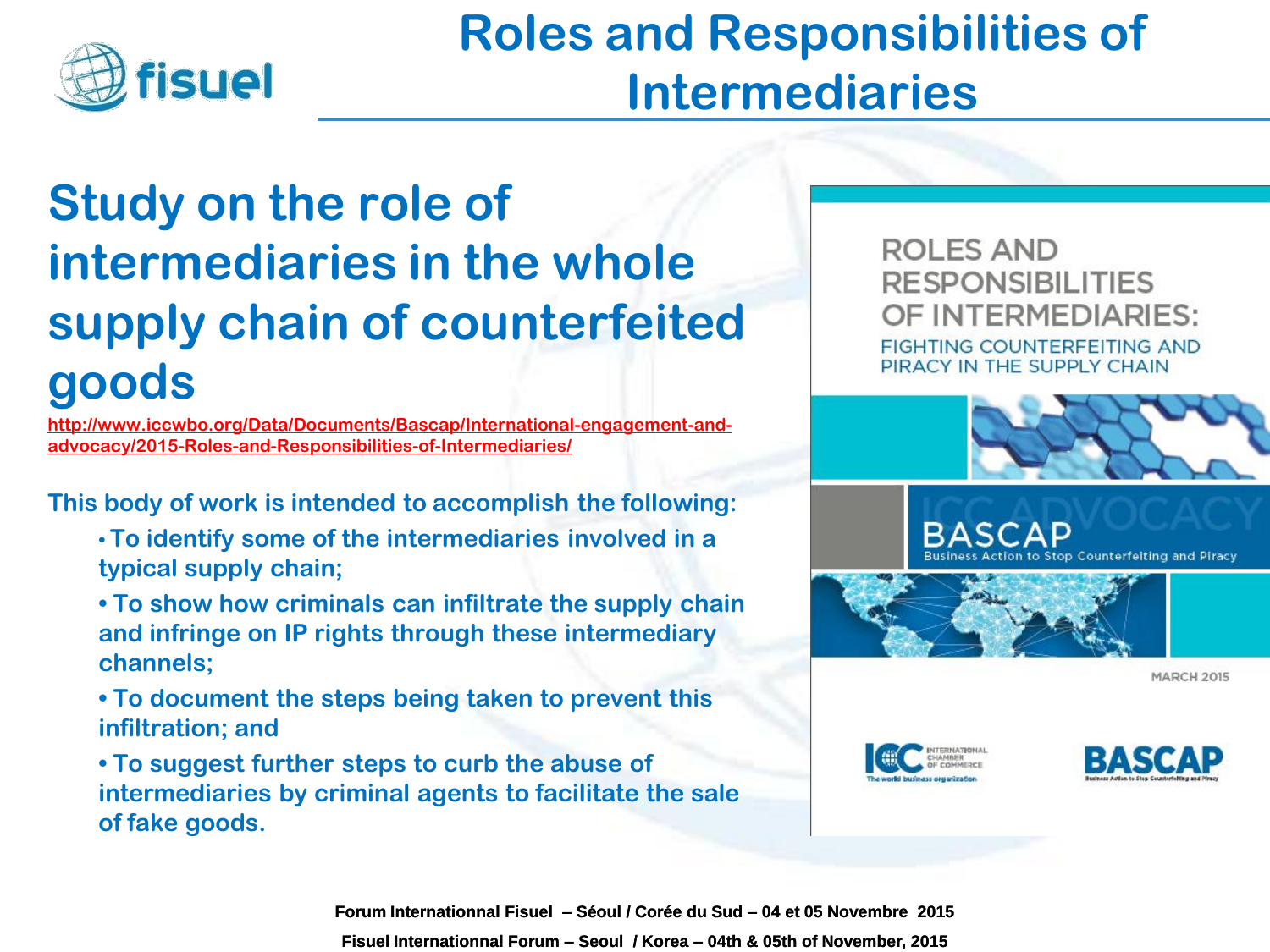# Roles and Responsibilities of Intermediaries

## Study on the role of intermediaries in the whole supply chain of counterfeited goods

http://www.iccwbo.org/Data/Documents/Bascap/International-engagement-and-advocacy/2015-Roles-and-Responsibilities-of-Intermediaries/

This body of work is intended to accomplish the following:

- To identify some of the intermediaries involved in a typical supply chain;
- To show how criminals can infiltrate the supply chain and infringe on IP rights through these intermediary channels;
- To document the steps being taken to prevent this infiltration; and
- To suggest further steps to curb the abuse of intermediaries by criminal agents to facilitate the sale of fake goods.

ROLES AND RESPONSIBILITIES OF INTERMEDIARIES:
FIGHTING COUNTERFEITING AND PIRACY IN THE SUPPLY CHAIN

ICC ADVOCACY

BASCAP
Business Action to Stop Counterfeiting and Piracy

MARCH 2015

ICC INTERNATIONAL CHAMBER OF COMMERCE
The world business organization

BASCAP
Business Action to Stop Counterfeiting and Piracy

Forum Internationnal Fisuel – Séoul / Corée du Sud – 04 et 05 Novembre 2015

Fisuel Internationnal Forum – Seoul / Korea – 04th & 05th of November, 2015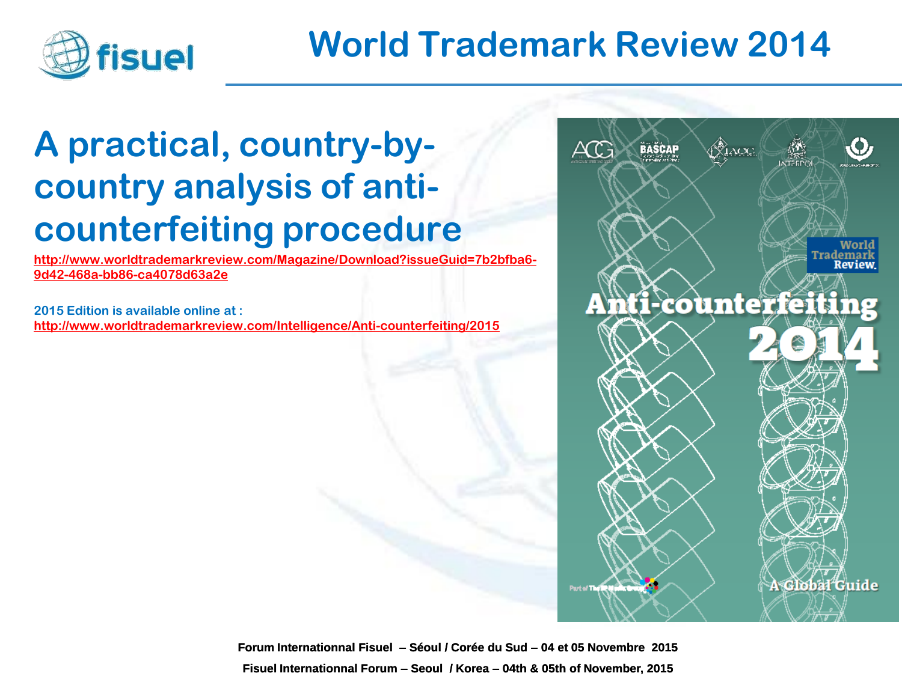# World Trademark Review 2014

## A practical, country-by-country analysis of anti-counterfeiting procedure

http://www.worldtrademarkreview.com/Magazine/Download?issueGuid=7b2bfba6-9d42-468a-bb86-ca4078d63a2e

**2015 Edition is available online at :**
http://www.worldtrademarkreview.com/Intelligence/Anti-counterfeiting/2015

ACG BASCAP IACC INTERPOL

World Trademark Review.

Anti-counterfeiting 2014

A Global Guide

Forum Internationnal Fisuel – Séoul / Corée du Sud – 04 et 05 Novembre 2015

Fisuel Internationnal Forum – Seoul / Korea – 04th & 05th of November, 2015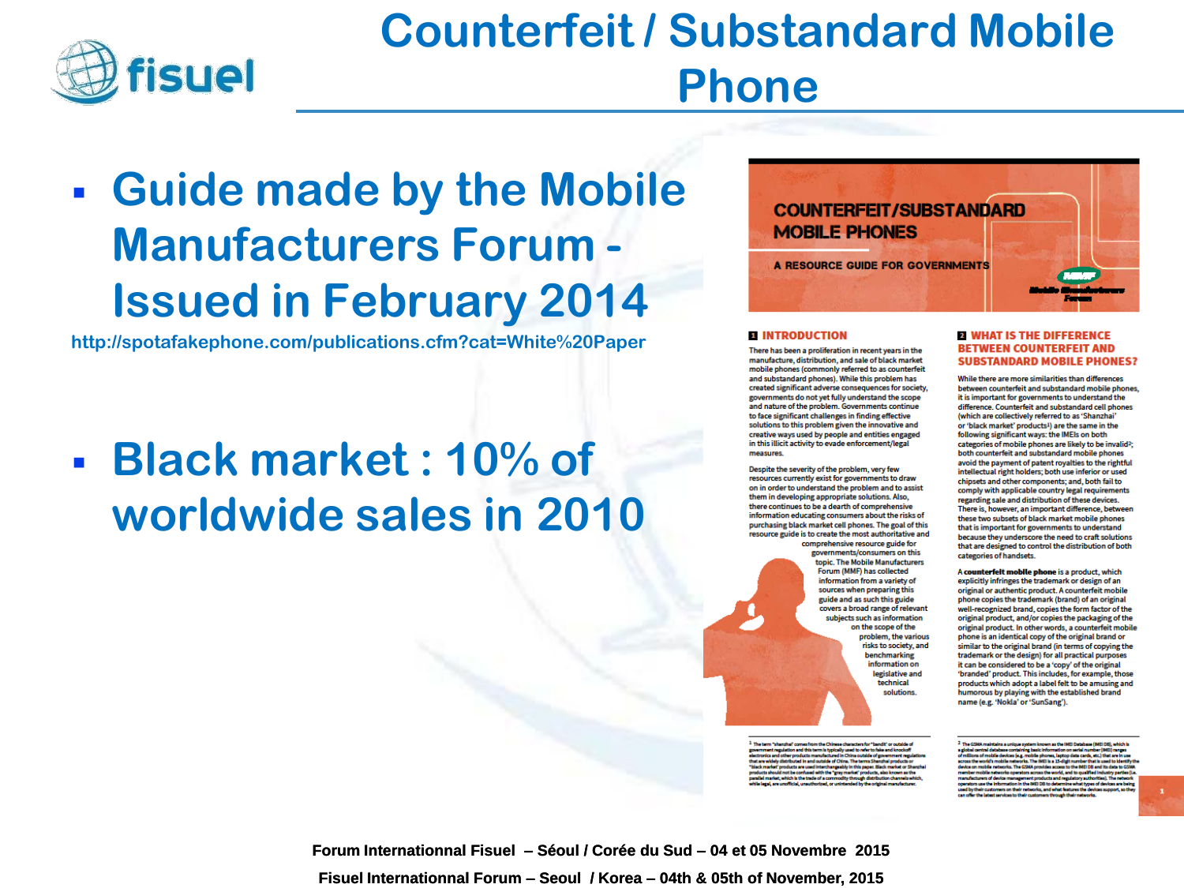# Counterfeit / Substandard Mobile Phone

- **Guide made by the Mobile Manufacturers Forum - Issued in February 2014**

http://spotafakephone.com/publications.cfm?cat=White%20Paper

- **Black market : 10% of worldwide sales in 2010**

COUNTERFEIT/SUBSTANDARD MOBILE PHONES

A RESOURCE GUIDE FOR GOVERNMENTS

**1 INTRODUCTION**

There has been a proliferation in recent years in the manufacture, distribution, and sale of black market mobile phones (commonly referred to as counterfeit and substandard phones). While this problem has created significant adverse consequences for society, governments do not yet fully understand the scope and nature of the problem. Governments continue to face significant challenges in finding effective solutions to this problem given the innovative and creative ways used by people and entities engaged in this illicit activity to evade enforcement/legal measures.

Despite the severity of the problem, very few resources currently exist for governments to draw on in order to understand the problem and to assist them in developing appropriate solutions. Also, there continues to be a dearth of comprehensive information educating consumers about the risks of purchasing black market cell phones. The goal of this resource guide is to create the most authoritative and comprehensive resource guide for governments/consumers on this topic. The Mobile Manufacturers Forum (MMF) has collected information from a variety of sources when preparing this guide and as such this guide covers a broad range of relevant subjects such as information on the scope of the problem, the various risks to society, and benchmarking information on legislative and technical solutions.

**2 WHAT IS THE DIFFERENCE BETWEEN COUNTERFEIT AND SUBSTANDARD MOBILE PHONES?**

While there are more similarities than differences between counterfeit and substandard mobile phones, it is important for governments to understand the difference. Counterfeit and substandard cell phones (which are collectively referred to as 'Shanzhai' or 'black market' products[1]) are the same in the following significant ways: the IMEIs on both categories of mobile phones are likely to be invalid[2]; both counterfeit and substandard mobile phones avoid the payment of patent royalties to the rightful intellectual right holders; both use inferior or used chipsets and other components; and, both fail to comply with applicable country legal requirements regarding sale and distribution of these devices. There is, however, an important difference, between these two subsets of black market mobile phones that is important for governments to understand because they underscore the need to craft solutions that are designed to control the distribution of both categories of handsets.

A **counterfeit mobile phone** is a product, which explicitly infringes the trademark or design of an original or authentic product. A counterfeit mobile phone copies the trademark (brand) of an original well-recognized brand, copies the form factor of the original product, and/or copies the packaging of the original product. In other words, a counterfeit mobile phone is an identical copy of the original brand or similar to the original brand (in terms of copying the trademark or the design) for all practical purposes it can be considered to be a 'copy' of the original 'branded' product. This includes, for example, those products which adopt a label felt to be amusing and humorous by playing with the established brand name (e.g. 'Nokla' or 'SunSang').

Forum Internationnal Fisuel – Séoul / Corée du Sud – 04 et 05 Novembre 2015

Fisuel Internationnal Forum – Seoul / Korea – 04th & 05th of November, 2015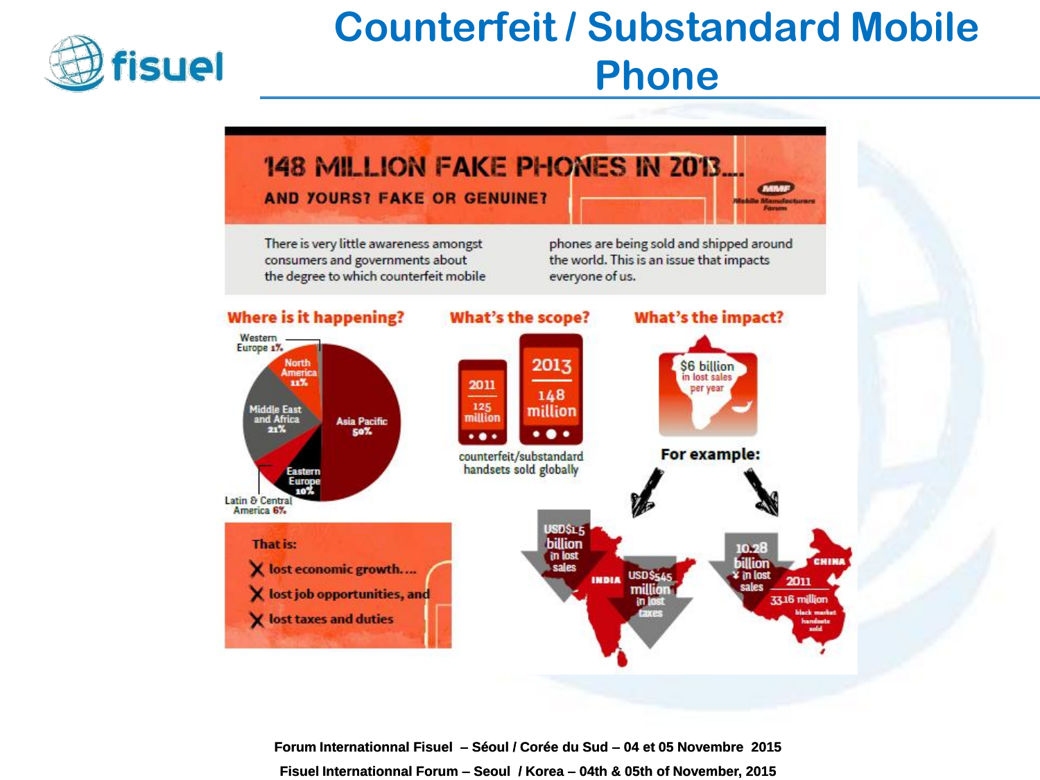# Counterfeit / Substandard Mobile Phone

## 148 MILLION FAKE PHONES IN 2013...

**AND YOURS? FAKE OR GENUINE?**

MMF Mobile Manufacturers Forum

There is very little awareness amongst consumers and governments about the degree to which counterfeit mobile phones are being sold and shipped around the world. This is an issue that impacts everyone of us.

### Where is it happening?

- Asia Pacific 50%
- Middle East and Africa 21%
- North America 11%
- Eastern Europe 10%
- Latin & Central America 6%
- Western Europe 1%

That is:

- ✗ lost economic growth....
- ✗ lost job opportunities, and
- ✗ lost taxes and duties

### What's the scope?

- 2011: 125 million
- 2013: 148 million

counterfeit/substandard handsets sold globally

### What's the impact?

$6 billion in lost sales per year

For example:

- INDIA: USD$1.5 billion in lost sales; USD$545 million in lost taxes
- CHINA: 10.28 billion ¥ in lost sales; 2011: 33.16 million black market handsets sold

Forum Internationnal Fisuel – Séoul / Corée du Sud – 04 et 05 Novembre 2015

Fisuel Internationnal Forum – Seoul / Korea – 04th & 05th of November, 2015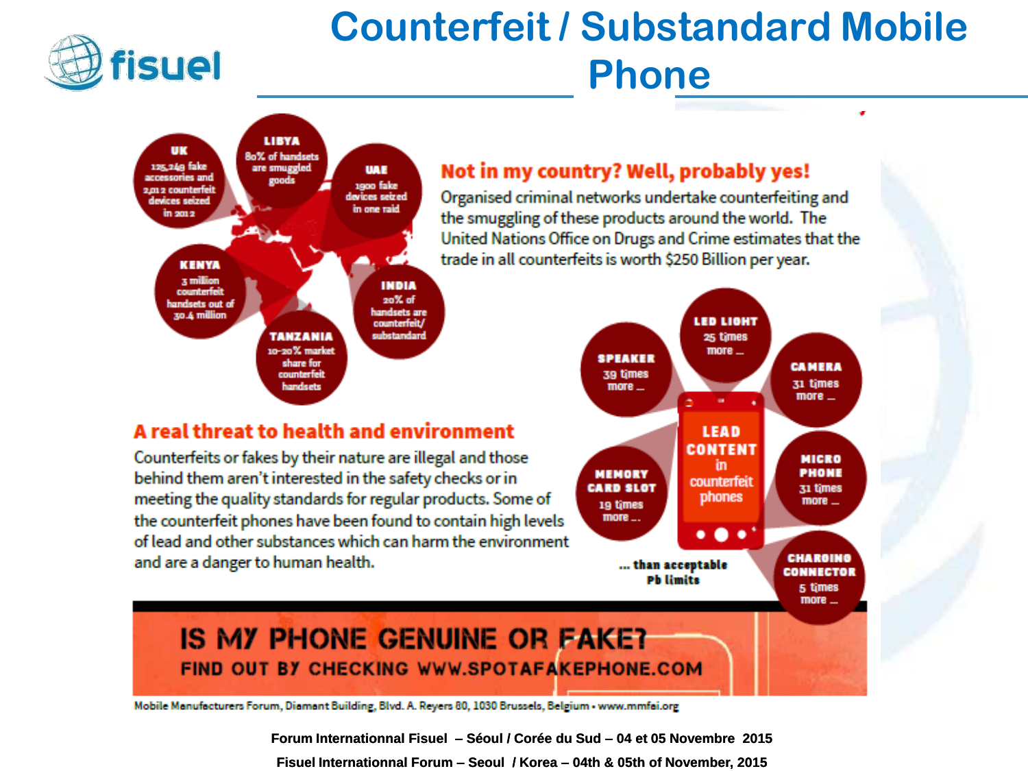# Counterfeit / Substandard Mobile Phone

**UK**
125,249 fake accessories and 2,012 counterfeit devices seized in 2012

**LIBYA**
80% of handsets are smuggled goods

**UAE**
1900 fake devices seized in one raid

**KENYA**
3 million counterfeit handsets out of 30.4 million

**TANZANIA**
10-20% market share for counterfeit handsets

**INDIA**
20% of handsets are counterfeit/ substandard

## Not in my country? Well, probably yes!

Organised criminal networks undertake counterfeiting and the smuggling of these products around the world. The United Nations Office on Drugs and Crime estimates that the trade in all counterfeits is worth $250 Billion per year.

## A real threat to health and environment

Counterfeits or fakes by their nature are illegal and those behind them aren't interested in the safety checks or in meeting the quality standards for regular products. Some of the counterfeit phones have been found to contain high levels of lead and other substances which can harm the environment and are a danger to human health.

**LEAD CONTENT** in counterfeit phones

- **SPEAKER** 39 times more …
- **LED LIGHT** 25 times more …
- **CAMERA** 31 times more …
- **MEMORY CARD SLOT** 19 times more …
- **MICRO PHONE** 31 times more …
- **CHARGING CONNECTOR** 5 times more …

… than acceptable Pb limits

## IS MY PHONE GENUINE OR FAKE?

FIND OUT BY CHECKING WWW.SPOTAFAKEPHONE.COM

Mobile Manufacturers Forum, Diamant Building, Blvd. A. Reyers 80, 1030 Brussels, Belgium • www.mmfai.org

Forum International Fisuel – Séoul / Corée du Sud – 04 et 05 Novembre 2015

Fisuel Internationnal Forum – Seoul / Korea – 04th & 05th of November, 2015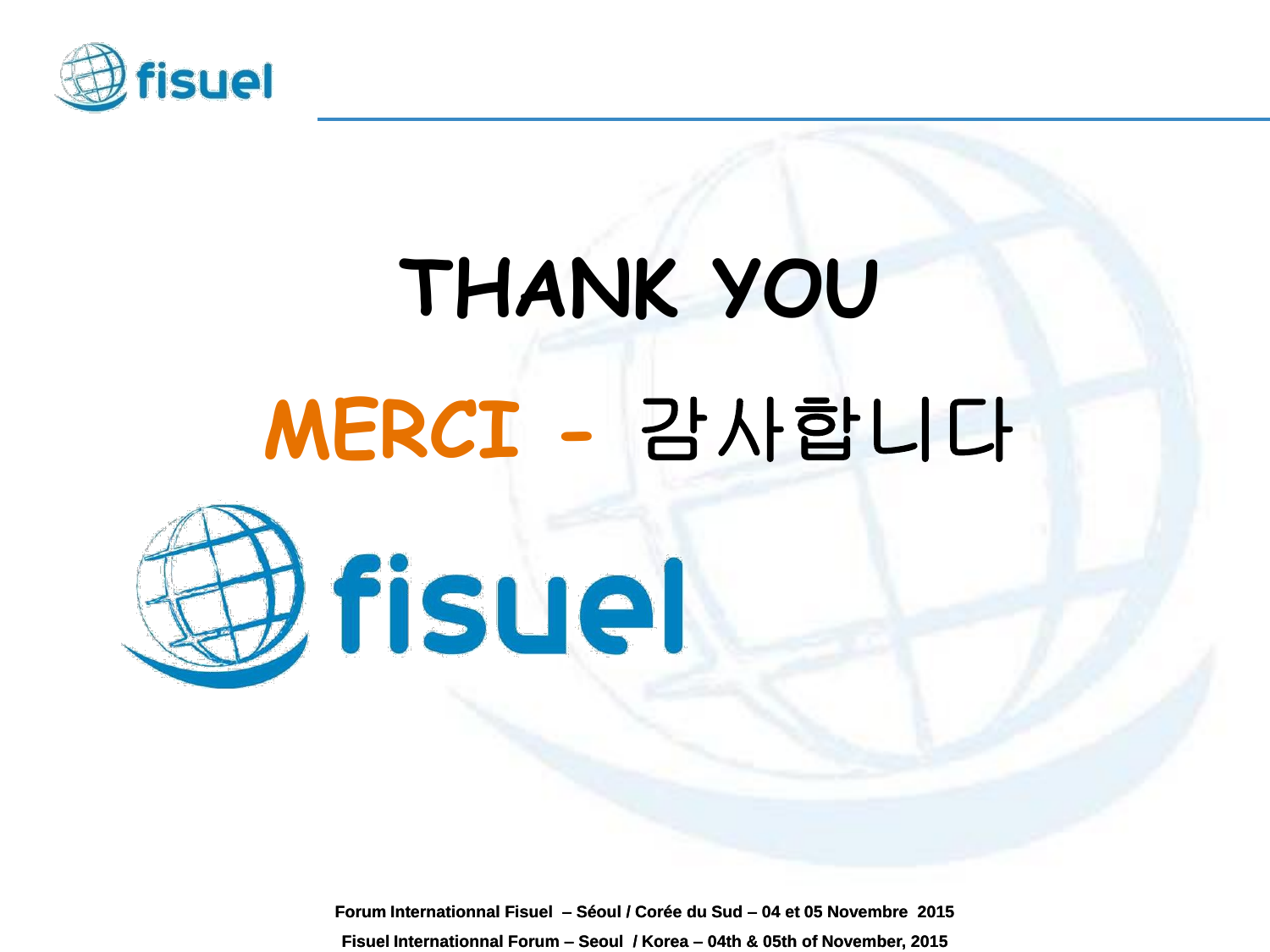# THANK YOU

## MERCI - 감사합니다

fisuel

Forum Internationnal Fisuel – Séoul / Corée du Sud – 04 et 05 Novembre 2015

Fisuel Internationnal Forum – Seoul / Korea – 04th & 05th of November, 2015